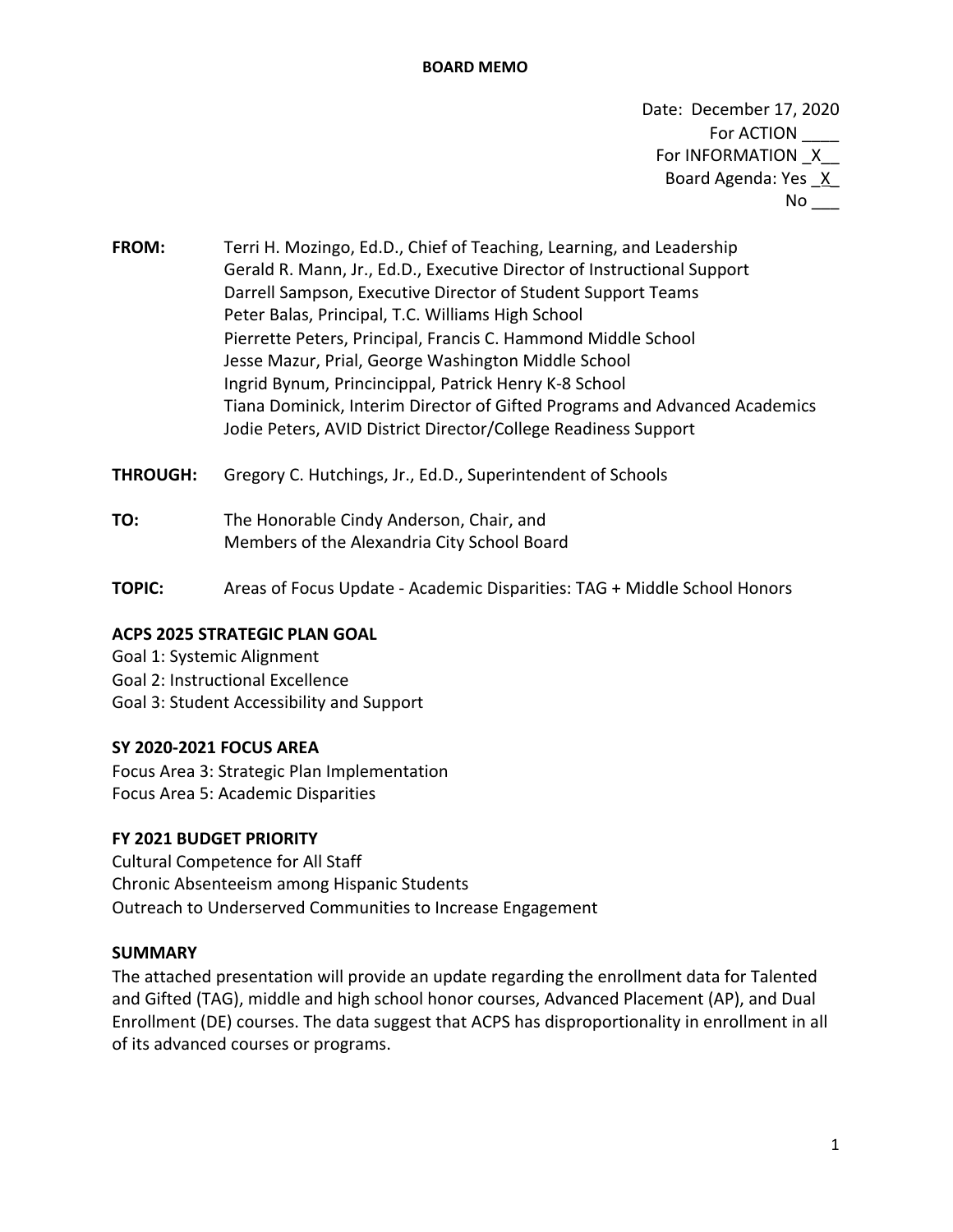**BOARD MEMO**

Date: December 17, 2020
For ACTION ____
For INFORMATION _X__
Board Agenda: Yes _X_
No ___

**FROM:** Terri H. Mozingo, Ed.D., Chief of Teaching, Learning, and Leadership
Gerald R. Mann, Jr., Ed.D., Executive Director of Instructional Support
Darrell Sampson, Executive Director of Student Support Teams
Peter Balas, Principal, T.C. Williams High School
Pierrette Peters, Principal, Francis C. Hammond Middle School
Jesse Mazur, Prial, George Washington Middle School
Ingrid Bynum, Princincippal, Patrick Henry K-8 School
Tiana Dominick, Interim Director of Gifted Programs and Advanced Academics
Jodie Peters, AVID District Director/College Readiness Support

**THROUGH:** Gregory C. Hutchings, Jr., Ed.D., Superintendent of Schools

**TO:** The Honorable Cindy Anderson, Chair, and
Members of the Alexandria City School Board

**TOPIC:** Areas of Focus Update - Academic Disparities: TAG + Middle School Honors

**ACPS 2025 STRATEGIC PLAN GOAL**

Goal 1: Systemic Alignment
Goal 2: Instructional Excellence
Goal 3: Student Accessibility and Support

**SY 2020-2021 FOCUS AREA**

Focus Area 3: Strategic Plan Implementation
Focus Area 5: Academic Disparities

**FY 2021 BUDGET PRIORITY**

Cultural Competence for All Staff
Chronic Absenteeism among Hispanic Students
Outreach to Underserved Communities to Increase Engagement

**SUMMARY**

The attached presentation will provide an update regarding the enrollment data for Talented and Gifted (TAG), middle and high school honor courses, Advanced Placement (AP), and Dual Enrollment (DE) courses. The data suggest that ACPS has disproportionality in enrollment in all of its advanced courses or programs.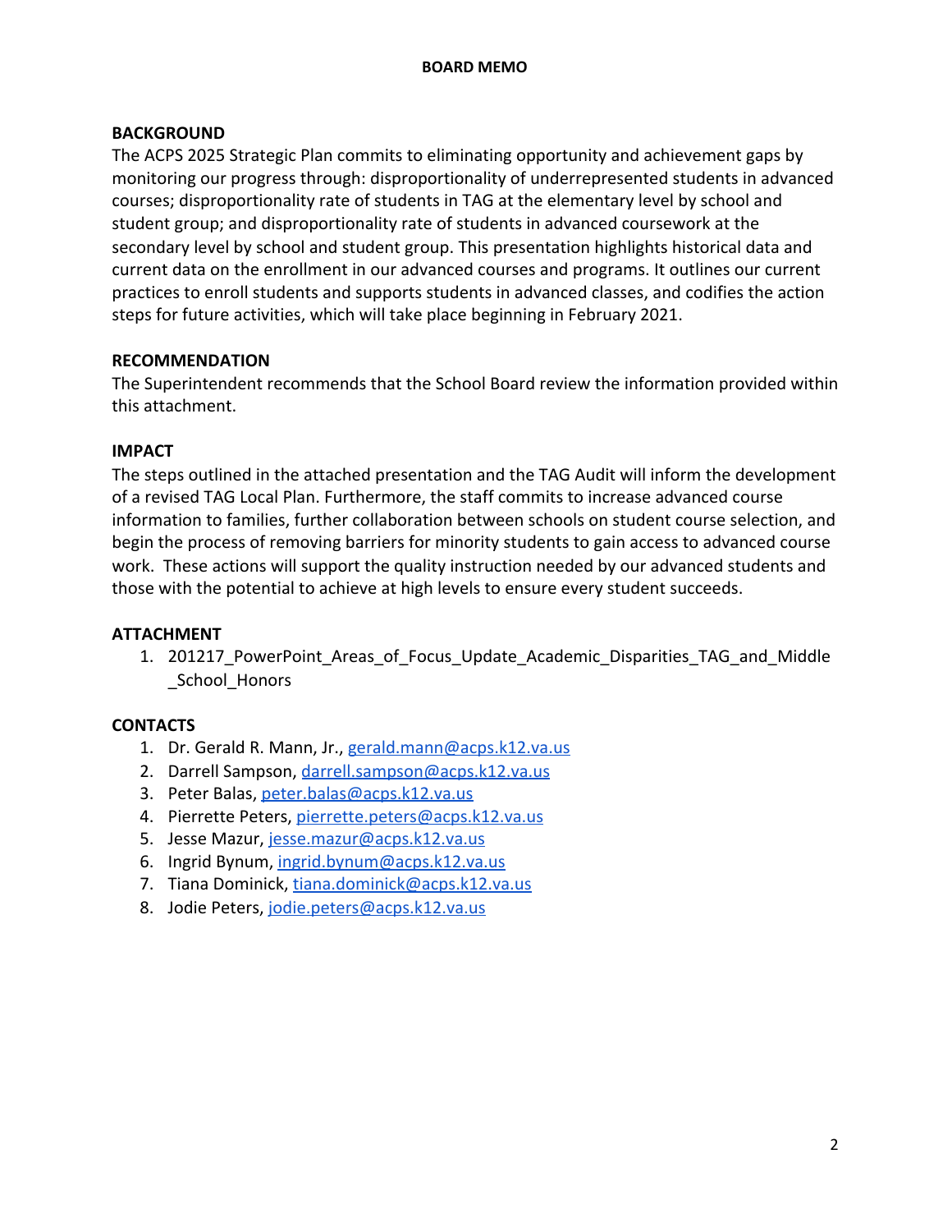**BOARD MEMO**

**BACKGROUND**

The ACPS 2025 Strategic Plan commits to eliminating opportunity and achievement gaps by monitoring our progress through: disproportionality of underrepresented students in advanced courses; disproportionality rate of students in TAG at the elementary level by school and student group; and disproportionality rate of students in advanced coursework at the secondary level by school and student group. This presentation highlights historical data and current data on the enrollment in our advanced courses and programs. It outlines our current practices to enroll students and supports students in advanced classes, and codifies the action steps for future activities, which will take place beginning in February 2021.

**RECOMMENDATION**

The Superintendent recommends that the School Board review the information provided within this attachment.

**IMPACT**

The steps outlined in the attached presentation and the TAG Audit will inform the development of a revised TAG Local Plan. Furthermore, the staff commits to increase advanced course information to families, further collaboration between schools on student course selection, and begin the process of removing barriers for minority students to gain access to advanced course work. These actions will support the quality instruction needed by our advanced students and those with the potential to achieve at high levels to ensure every student succeeds.

**ATTACHMENT**

1. 201217_PowerPoint_Areas_of_Focus_Update_Academic_Disparities_TAG_and_Middle_School_Honors

**CONTACTS**

1. Dr. Gerald R. Mann, Jr., gerald.mann@acps.k12.va.us
2. Darrell Sampson, darrell.sampson@acps.k12.va.us
3. Peter Balas, peter.balas@acps.k12.va.us
4. Pierrette Peters, pierrette.peters@acps.k12.va.us
5. Jesse Mazur, jesse.mazur@acps.k12.va.us
6. Ingrid Bynum, ingrid.bynum@acps.k12.va.us
7. Tiana Dominick, tiana.dominick@acps.k12.va.us
8. Jodie Peters, jodie.peters@acps.k12.va.us